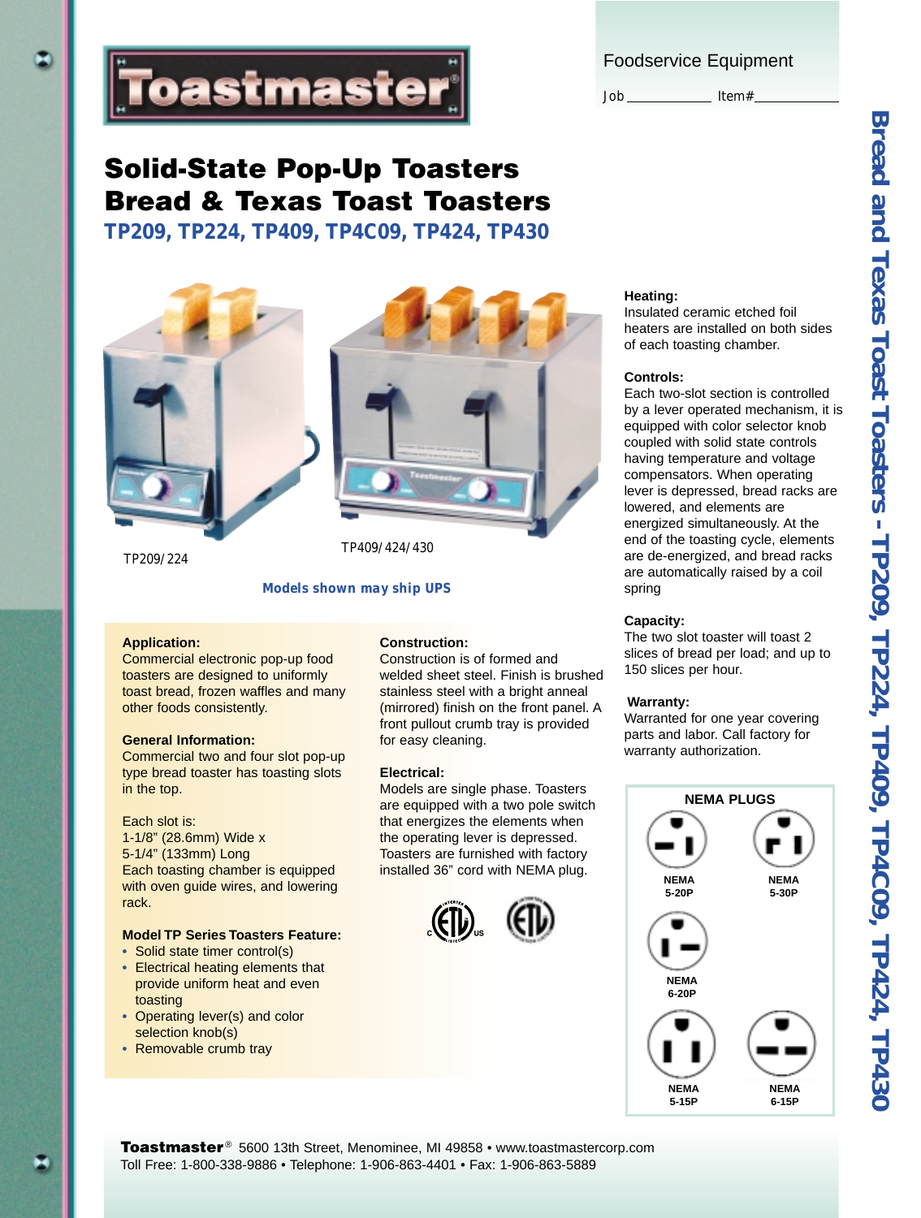# Toastmaster®

Foodservice Equipment

Job ____________ Item# ____________

# Solid-State Pop-Up Toasters
# Bread & Texas Toast Toasters

## TP209, TP224, TP409, TP4C09, TP424, TP430

TP209/224

TP409/424/430

**Models shown may ship UPS**

**Application:**
Commercial electronic pop-up food toasters are designed to uniformly toast bread, frozen waffles and many other foods consistently.

**General Information:**
Commercial two and four slot pop-up type bread toaster has toasting slots in the top.

Each slot is:
1-1/8" (28.6mm) Wide x
5-1/4" (133mm) Long
Each toasting chamber is equipped with oven guide wires, and lowering rack.

**Model TP Series Toasters Feature:**

- Solid state timer control(s)
- Electrical heating elements that provide uniform heat and even toasting
- Operating lever(s) and color selection knob(s)
- Removable crumb tray

**Construction:**
Construction is of formed and welded sheet steel. Finish is brushed stainless steel with a bright anneal (mirrored) finish on the front panel. A front pullout crumb tray is provided for easy cleaning.

**Electrical:**
Models are single phase. Toasters are equipped with a two pole switch that energizes the elements when the operating lever is depressed. Toasters are furnished with factory installed 36" cord with NEMA plug.

**Heating:**
Insulated ceramic etched foil heaters are installed on both sides of each toasting chamber.

**Controls:**
Each two-slot section is controlled by a lever operated mechanism, it is equipped with color selector knob coupled with solid state controls having temperature and voltage compensators. When operating lever is depressed, bread racks are lowered, and elements are energized simultaneously. At the end of the toasting cycle, elements are de-energized, and bread racks are automatically raised by a coil spring

**Capacity:**
The two slot toaster will toast 2 slices of bread per load; and up to 150 slices per hour.

**Warranty:**
Warranted for one year covering parts and labor. Call factory for warranty authorization.

**NEMA PLUGS**

NEMA 5-20P

NEMA 5-30P

NEMA 6-20P

NEMA 5-15P

NEMA 6-15P

**Toastmaster®** 5600 13th Street, Menominee, MI 49858 • www.toastmastercorp.com
Toll Free: 1-800-338-9886 • Telephone: 1-906-863-4401 • Fax: 1-906-863-5889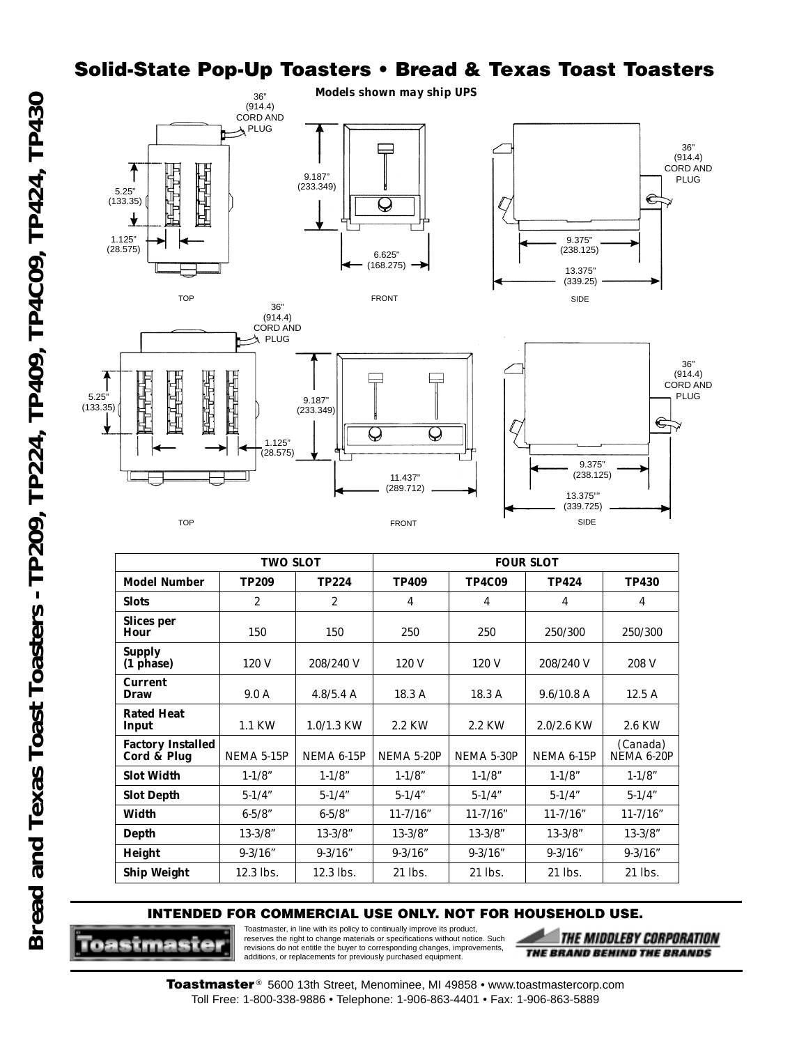# Solid-State Pop-Up Toasters • Bread & Texas Toast Toasters

**Models shown may ship UPS**

36" (914.4) CORD AND PLUG

5.25" (133.35)

1.125" (28.575)

9.187" (233.349)

6.625" (168.275)

36" (914.4) CORD AND PLUG

9.375" (238.125)

13.375" (339.25)

TOP

FRONT

SIDE

36" (914.4) CORD AND PLUG

5.25" (133.35)

1.125" (28.575)

9.187" (233.349)

11.437" (289.712)

36" (914.4) CORD AND PLUG

9.375" (238.125)

13.375"" (339.725)

TOP

FRONT

SIDE

| | TWO SLOT | | FOUR SLOT | | | |
|---|---|---|---|---|---|---|
| **Model Number** | **TP209** | **TP224** | **TP409** | **TP4C09** | **TP424** | **TP430** |
| **Slots** | 2 | 2 | 4 | 4 | 4 | 4 |
| **Slices per Hour** | 150 | 150 | 250 | 250 | 250/300 | 250/300 |
| **Supply (1 phase)** | 120 V | 208/240 V | 120 V | 120 V | 208/240 V | 208 V |
| **Current Draw** | 9.0 A | 4.8/5.4 A | 18.3 A | 18.3 A | 9.6/10.8 A | 12.5 A |
| **Rated Heat Input** | 1.1 KW | 1.0/1.3 KW | 2.2 KW | 2.2 KW | 2.0/2.6 KW | 2.6 KW |
| **Factory Installed Cord & Plug** | NEMA 5-15P | NEMA 6-15P | NEMA 5-20P | NEMA 5-30P | NEMA 6-15P | (Canada) NEMA 6-20P |
| **Slot Width** | 1-1/8" | 1-1/8" | 1-1/8" | 1-1/8" | 1-1/8" | 1-1/8" |
| **Slot Depth** | 5-1/4" | 5-1/4" | 5-1/4" | 5-1/4" | 5-1/4" | 5-1/4" |
| **Width** | 6-5/8" | 6-5/8" | 11-7/16" | 11-7/16" | 11-7/16" | 11-7/16" |
| **Depth** | 13-3/8" | 13-3/8" | 13-3/8" | 13-3/8" | 13-3/8" | 13-3/8" |
| **Height** | 9-3/16" | 9-3/16" | 9-3/16" | 9-3/16" | 9-3/16" | 9-3/16" |
| **Ship Weight** | 12.3 lbs. | 12.3 lbs. | 21 lbs. | 21 lbs. | 21 lbs. | 21 lbs. |

**INTENDED FOR COMMERCIAL USE ONLY. NOT FOR HOUSEHOLD USE.**

Toastmaster

Toastmaster, in line with its policy to continually improve its product, reserves the right to change materials or specifications without notice. Such revisions do not entitle the buyer to corresponding changes, improvements, additions, or replacements for previously purchased equipment.

THE MIDDLEBY CORPORATION
THE BRAND BEHIND THE BRANDS

**Toastmaster**® 5600 13th Street, Menominee, MI 49858 • www.toastmastercorp.com
Toll Free: 1-800-338-9886 • Telephone: 1-906-863-4401 • Fax: 1-906-863-5889